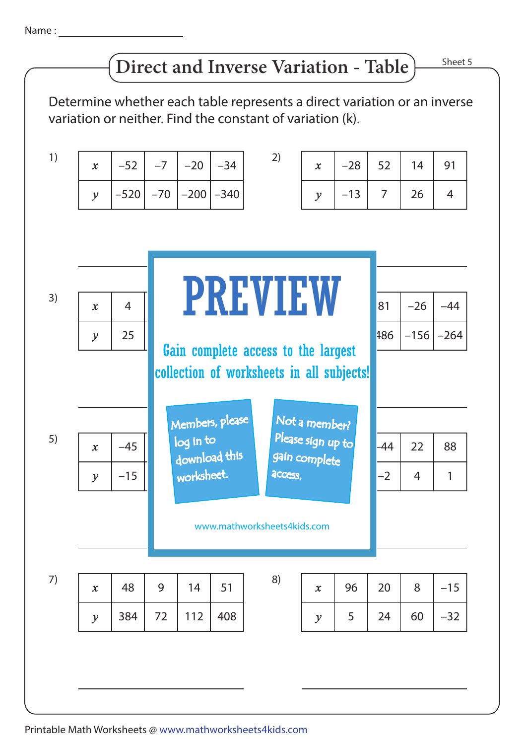Name : ______________________

# Direct and Inverse Variation - Table

Sheet 5

Determine whether each table represents a direct variation or an inverse variation or neither. Find the constant of variation (k).

1)

| $x$ | –52 | –7 | –20 | –34 |
|---|---|---|---|---|
| $y$ | –520 | –70 | –200 | –340 |

2)

| $x$ | –28 | 52 | 14 | 91 |
|---|---|---|---|---|
| $y$ | –13 | 7 | 26 | 4 |

______________________

3)

| $x$ | 4 | | | |
|---|---|---|---|---|
| $y$ | 25 | | | |

4)

| $x$ | | 81 | –26 | –44 |
|---|---|---|---|---|
| $y$ | | 486 | –156 | –264 |

PREVIEW

Gain complete access to the largest collection of worksheets in all subjects!

Members, please log in to download this worksheet.

Not a member? Please sign up to gain complete access.

www.mathworksheets4kids.com

______________________

5)

| $x$ | –45 | | | |
|---|---|---|---|---|
| $y$ | –15 | | | |

6)

| $x$ | | –44 | 22 | 88 |
|---|---|---|---|---|
| $y$ | | –2 | 4 | 1 |

______________________

7)

| $x$ | 48 | 9 | 14 | 51 |
|---|---|---|---|---|
| $y$ | 384 | 72 | 112 | 408 |

8)

| $x$ | 96 | 20 | 8 | –15 |
|---|---|---|---|---|
| $y$ | 5 | 24 | 60 | –32 |

______________________ ______________________

Printable Math Worksheets @ www.mathworksheets4kids.com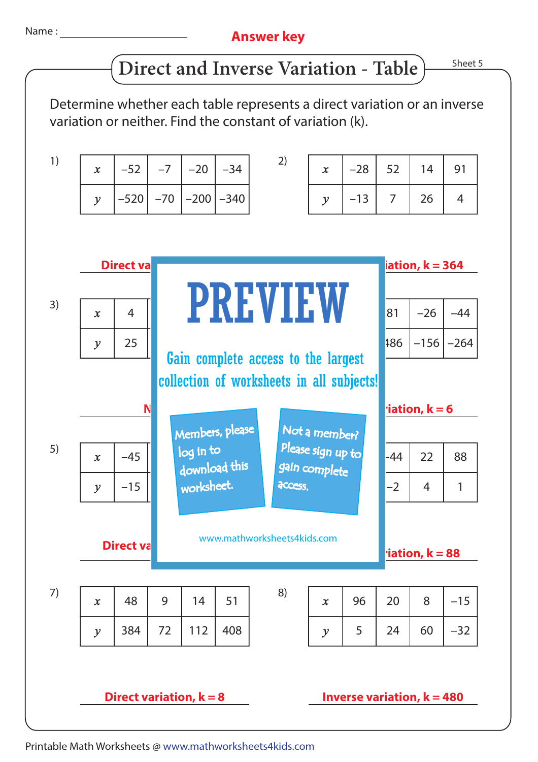Name : ______________________

**Answer key**

# Direct and Inverse Variation - Table

Sheet 5

Determine whether each table represents a direct variation or an inverse variation or neither. Find the constant of variation (k).

1)

| $x$ | −52 | −7 | −20 | −34 |
|---|---|---|---|---|
| $y$ | −520 | −70 | −200 | −340 |

**Direct va**

2)

| $x$ | −28 | 52 | 14 | 91 |
|---|---|---|---|---|
| $y$ | −13 | 7 | 26 | 4 |

**iation, k = 364**

3)

| $x$ | 4 |
|---|---|
| $y$ | 25 |

**N**

4)

| $x$ | 81 | −26 | −44 |
|---|---|---|---|
| $y$ | 486 | −156 | −264 |

**iation, k = 6**

5)

| $x$ | −45 |
|---|---|
| $y$ | −15 |

**Direct va**

6)

| $x$ | −44 | 22 | 88 |
|---|---|---|---|
| $y$ | −2 | 4 | 1 |

**iation, k = 88**

PREVIEW

Gain complete access to the largest collection of worksheets in all subjects!

Members, please log in to download this worksheet.

Not a member? Please sign up to gain complete access.

www.mathworksheets4kids.com

7)

| $x$ | 48 | 9 | 14 | 51 |
|---|---|---|---|---|
| $y$ | 384 | 72 | 112 | 408 |

**Direct variation, k = 8**

8)

| $x$ | 96 | 20 | 8 | −15 |
|---|---|---|---|---|
| $y$ | 5 | 24 | 60 | −32 |

**Inverse variation, k = 480**

Printable Math Worksheets @ www.mathworksheets4kids.com